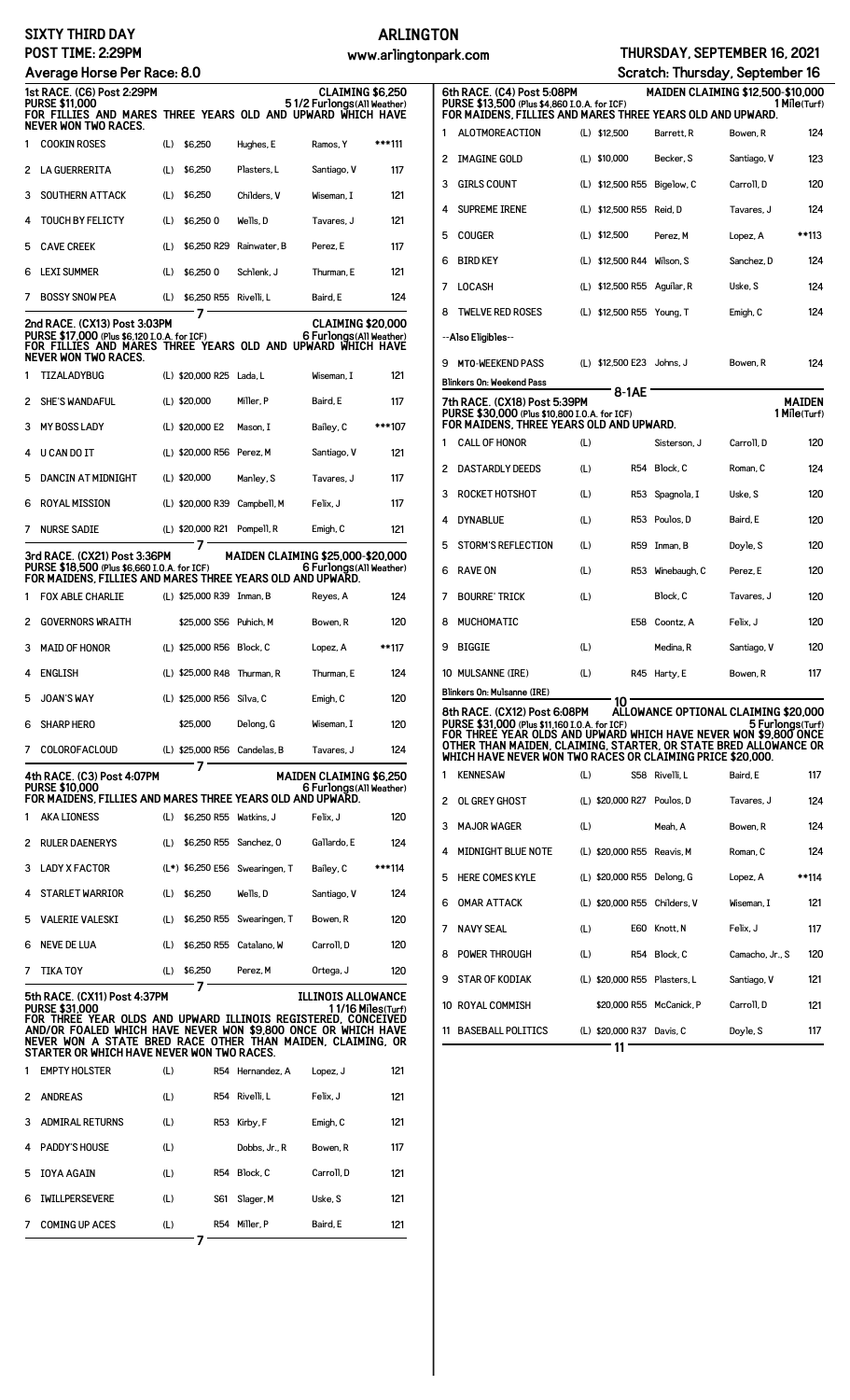# SIXTY THIRD DAY — ARLINGTON — THURSDAY, SEPTEMBER 16, 2021

**POST TIME: 2:29PM** — www.arlingtonpark.com — **Scratch: Thursday, September 16**

**Average Horse Per Race: 8.0**

## 1st RACE. (C6) Post 2:29PM — CLAIMING $6,250

**PURSE $11,000** — 5 1/2 Furlongs(All Weather)

FOR FILLIES AND MARES THREE YEARS OLD AND UPWARD WHICH HAVE NEVER WON TWO RACES.

| # | Horse | | Claim | Trainer | Jockey | Wt |
|---|---|---|---|---|---|---|
| 1 | COOKIN ROSES | (L) | $6,250 | Hughes, E | Ramos, Y | ***111 |
| 2 | LA GUERRERITA | (L) | $6,250 | Plasters, L | Santiago, V | 117 |
| 3 | SOUTHERN ATTACK | (L) | $6,250 | Childers, V | Wiseman, I | 121 |
| 4 | TOUCH BY FELICITY | (L) | $6,250 O | Wells, D | Tavares, J | 121 |
| 5 | CAVE CREEK | (L) | $6,250 R29 | Rainwater, B | Perez, E | 117 |
| 6 | LEXI SUMMER | (L) | $6,250 O | Schlenk, J | Thurman, E | 121 |
| 7 | BOSSY SNOW PEA | (L) | $6,250 R55 | Rivelli, L | Baird, E | 124 |

7

## 2nd RACE. (CX13) Post 3:03PM — CLAIMING $20,000

**PURSE $17,000 (Plus $6,120 I.O.A. for ICF)** — 6 Furlongs(All Weather)

FOR FILLIES AND MARES THREE YEARS OLD AND UPWARD WHICH HAVE NEVER WON TWO RACES.

| # | Horse | | Claim | Trainer | Jockey | Wt |
|---|---|---|---|---|---|---|
| 1 | TIZALADYBUG | (L) | $20,000 R25 | Lada, L | Wiseman, I | 121 |
| 2 | SHE'S WANDAFUL | (L) | $20,000 | Miller, P | Baird, E | 117 |
| 3 | MY BOSS LADY | (L) | $20,000 E2 | Mason, I | Bailey, C | ***107 |
| 4 | U CAN DO IT | (L) | $20,000 R56 | Perez, M | Santiago, V | 121 |
| 5 | DANCIN AT MIDNIGHT | (L) | $20,000 | Manley, S | Tavares, J | 117 |
| 6 | ROYAL MISSION | (L) | $20,000 R39 | Campbell, M | Felix, J | 117 |
| 7 | NURSE SADIE | (L) | $20,000 R21 | Pompell, R | Emigh, C | 121 |

7

## 3rd RACE. (CX21) Post 3:36PM — MAIDEN CLAIMING $25,000-$20,000

**PURSE $18,500 (Plus $6,660 I.O.A. for ICF)** — 6 Furlongs(All Weather)

FOR MAIDENS, FILLIES AND MARES THREE YEARS OLD AND UPWARD.

| # | Horse | | Claim | Trainer | Jockey | Wt |
|---|---|---|---|---|---|---|
| 1 | FOX ABLE CHARLIE | (L) | $25,000 R39 | Inman, B | Reyes, A | 124 |
| 2 | GOVERNORS WRAITH | | $25,000 S56 | Puhich, M | Bowen, R | 120 |
| 3 | MAID OF HONOR | (L) | $25,000 R56 | Block, C | Lopez, A | **117 |
| 4 | ENGLISH | (L) | $25,000 R48 | Thurman, R | Thurman, E | 124 |
| 5 | JOAN'S WAY | (L) | $25,000 R56 | Silva, C | Emigh, C | 120 |
| 6 | SHARP HERO | | $25,000 | DeIong, G | Wiseman, I | 120 |
| 7 | COLOROFACLOUD | (L) | $25,000 R56 | Candelas, B | Tavares, J | 124 |

7

## 4th RACE. (C3) Post 4:07PM — MAIDEN CLAIMING $6,250

**PURSE $10,000** — 6 Furlongs(All Weather)

FOR MAIDENS, FILLIES AND MARES THREE YEARS OLD AND UPWARD.

| # | Horse | | Claim | Trainer | Jockey | Wt |
|---|---|---|---|---|---|---|
| 1 | AKA LIONESS | (L) | $6,250 R55 | Watkins, J | Felix, J | 120 |
| 2 | RULER DAENERYS | (L) | $6,250 R55 | Sanchez, O | Gallardo, E | 124 |
| 3 | LADY X FACTOR | (L*) | $6,250 E56 | Swearingen, T | Bailey, C | ***114 |
| 4 | STARLET WARRIOR | (L) | $6,250 | Wells, D | Santiago, V | 124 |
| 5 | VALERIE VALESKI | (L) | $6,250 R55 | Swearingen, T | Bowen, R | 120 |
| 6 | NEVE DE LUA | (L) | $6,250 R55 | Catalano, W | Carroll, D | 120 |
| 7 | TIKA TOY | (L) | $6,250 | Perez, M | Ortega, J | 120 |

7

## 5th RACE. (CX11) Post 4:37PM — ILLINOIS ALLOWANCE

**PURSE $31,000** — 1 1/16 Miles(Turf)

FOR THREE YEAR OLDS AND UPWARD ILLINOIS REGISTERED, CONCEIVED AND/OR FOALED WHICH HAVE NEVER WON $9,800 ONCE OR WHICH HAVE NEVER WON A STATE BRED RACE OTHER THAN MAIDEN, CLAIMING, OR STARTER OR WHICH HAVE NEVER WON TWO RACES.

| # | Horse | | | Trainer | Jockey | Wt |
|---|---|---|---|---|---|---|
| 1 | EMPTY HOLSTER | (L) | R54 | Hernandez, A | Lopez, J | 121 |
| 2 | ANDREAS | (L) | R54 | Rivelli, L | Felix, J | 121 |
| 3 | ADMIRAL RETURNS | (L) | R53 | Kirby, F | Emigh, C | 121 |
| 4 | PADDY'S HOUSE | (L) | | Dobbs, Jr., R | Bowen, R | 117 |
| 5 | IOYA AGAIN | (L) | R54 | Block, C | Carroll, D | 121 |
| 6 | IWILLPERSEVERE | (L) | S61 | Slager, M | Uske, S | 121 |
| 7 | COMING UP ACES | (L) | R54 | Miller, P | Baird, E | 121 |

7

## 6th RACE. (C4) Post 5:08PM — MAIDEN CLAIMING $12,500-$10,000

**PURSE $13,500 (Plus $4,860 I.O.A. for ICF)** — 1 Mile(Turf)

FOR MAIDENS, FILLIES AND MARES THREE YEARS OLD AND UPWARD.

| # | Horse | | Claim | Trainer | Jockey | Wt |
|---|---|---|---|---|---|---|
| 1 | ALOTMOREACTION | (L) | $12,500 | Barrett, R | Bowen, R | 124 |
| 2 | IMAGINE GOLD | (L) | $10,000 | Becker, S | Santiago, V | 123 |
| 3 | GIRLS COUNT | (L) | $12,500 R55 | Bigelow, C | Carroll, D | 120 |
| 4 | SUPREME IRENE | (L) | $12,500 R55 | Reid, D | Tavares, J | 124 |
| 5 | COUGER | (L) | $12,500 | Perez, M | Lopez, A | **113 |
| 6 | BIRD KEY | (L) | $12,500 R44 | Wilson, S | Sanchez, D | 124 |
| 7 | LOCASH | (L) | $12,500 R55 | Aguilar, R | Uske, S | 124 |
| 8 | TWELVE RED ROSES | (L) | $12,500 R55 | Young, T | Emigh, C | 124 |
| | --Also Eligibles-- | | | | | |
| 9 | MTO-WEEKEND PASS | (L) | $12,500 E23 | Johns, J | Bowen, R | 124 |

Blinkers On: Weekend Pass

8-1AE

## 7th RACE. (CX18) Post 5:39PM — MAIDEN

**PURSE $30,000 (Plus $10,800 I.O.A. for ICF)** — 1 Mile(Turf)

FOR MAIDENS, THREE YEARS OLD AND UPWARD.

| # | Horse | | | Trainer | Jockey | Wt |
|---|---|---|---|---|---|---|
| 1 | CALL OF HONOR | (L) | | Sisterson, J | Carroll, D | 120 |
| 2 | DASTARDLY DEEDS | (L) | R54 | Block, C | Roman, C | 124 |
| 3 | ROCKET HOTSHOT | (L) | R53 | Spagnola, I | Uske, S | 120 |
| 4 | DYNABLUE | (L) | R53 | Poulos, D | Baird, E | 120 |
| 5 | STORM'S REFLECTION | (L) | R59 | Inman, B | Doyle, S | 120 |
| 6 | RAVE ON | (L) | R53 | Winebaugh, C | Perez, E | 120 |
| 7 | BOURRE' TRICK | (L) | | Block, C | Tavares, J | 120 |
| 8 | MUCHOMATIC | | E58 | Coontz, A | Felix, J | 120 |
| 9 | BIGGIE | (L) | | Medina, R | Santiago, V | 120 |
| 10 | MULSANNE (IRE) | (L) | R45 | Harty, E | Bowen, R | 117 |

Blinkers On: Mulsanne (IRE)

10

## 8th RACE. (CX12) Post 6:08PM — ALLOWANCE OPTIONAL CLAIMING $20,000

**PURSE $31,000 (Plus $11,160 I.O.A. for ICF)** — 5 Furlongs(Turf)

FOR THREE YEAR OLDS AND UPWARD WHICH HAVE NEVER WON $9,800 ONCE OTHER THAN MAIDEN, CLAIMING, STARTER, OR STATE BRED ALLOWANCE OR WHICH HAVE NEVER WON TWO RACES OR CLAIMING PRICE $20,000.

| # | Horse | | Claim | Trainer | Jockey | Wt |
|---|---|---|---|---|---|---|
| 1 | KENNESAW | (L) | S58 | Rivelli, L | Baird, E | 117 |
| 2 | OL GREY GHOST | (L) | $20,000 R27 | Poulos, D | Tavares, J | 124 |
| 3 | MAJOR WAGER | (L) | | Meah, A | Bowen, R | 124 |
| 4 | MIDNIGHT BLUE NOTE | (L) | $20,000 R55 | Reavis, M | Roman, C | 124 |
| 5 | HERE COMES KYLE | (L) | $20,000 R55 | DeIong, G | Lopez, A | **114 |
| 6 | OMAR ATTACK | (L) | $20,000 R55 | Childers, V | Wiseman, I | 121 |
| 7 | NAVY SEAL | (L) | E60 | Knott, N | Felix, J | 117 |
| 8 | POWER THROUGH | (L) | R54 | Block, C | Camacho, Jr., S | 120 |
| 9 | STAR OF KODIAK | (L) | $20,000 R55 | Plasters, L | Santiago, V | 121 |
| 10 | ROYAL COMMISH | | $20,000 R55 | McCanick, P | Carroll, D | 121 |
| 11 | BASEBALL POLITICS | (L) | $20,000 R37 | Davis, C | Doyle, S | 117 |

11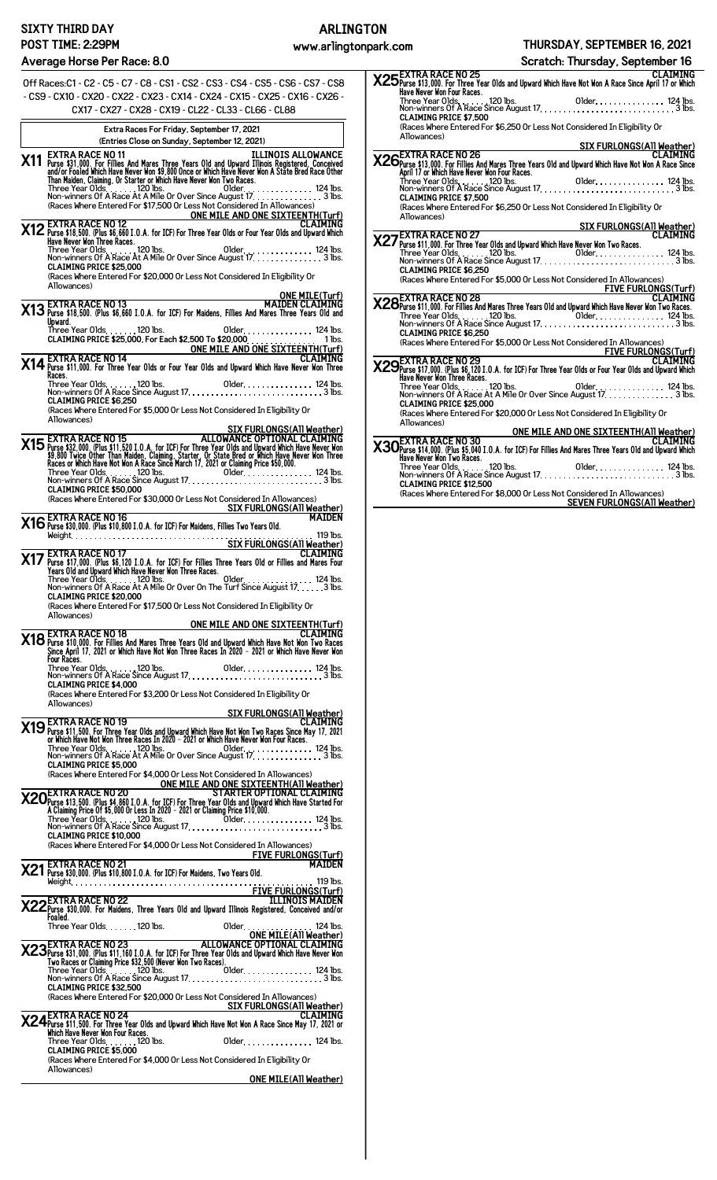**SIXTY THIRD DAY**
**POST TIME: 2:29PM**
**Average Horse Per Race: 8.0**

**ARLINGTON**
www.arlingtonpark.com

**THURSDAY, SEPTEMBER 16, 2021**
**Scratch: Thursday, September 16**

Off Races:C1 - C2 - C5 - C7 - C8 - CS1 - CS2 - CS3 - CS4 - CS5 - CS6 - CS7 - CS8 - CS9 - CX10 - CX20 - CX22 - CX23 - CX14 - CX24 - CX15 - CX25 - CX16 - CX26 - CX17 - CX27 - CX28 - CX19 - CL22 - CL33 - CL66 - CL88

**Extra Races For Friday, September 17, 2021**
**(Entries Close on Sunday, September 12, 2021)**

**X11 EXTRA RACE NO 11 — ILLINOIS ALLOWANCE**
Purse $31,000. For Fillies And Mares Three Years Old and Upward Illinois Registered, Conceived and/or Foaled Which Have Never Won $9,800 Once or Which Have Never Won A State Bred Race Other Than Maiden, Claiming, Or Starter or Which Have Never Won Two Races.
Three Year Olds. . . . . . 120 lbs. Older. . . . . . . . . . . . . . 124 lbs.
Non-winners Of A Race At A Mile Or Over Since August 17. . . . . . . . . . . . . . 3 lbs.
(Races Where Entered For $17,500 Or Less Not Considered In Allowances)
**ONE MILE AND ONE SIXTEENTH(Turf)**

**X12 EXTRA RACE NO 12 — CLAIMING**
Purse $18,500. (Plus $6,660 I.O.A. for ICF) For Three Year Olds or Four Year Olds and Upward Which Have Never Won Three Races.
Three Year Olds. . . . . . 120 lbs. Older. . . . . . . . . . . . . . 124 lbs.
Non-winners Of A Race At A Mile Or Over Since August 17. . . . . . . . . . . . . . 3 lbs.
CLAIMING PRICE $25,000
(Races Where Entered For $20,000 Or Less Not Considered In Eligibility Or Allowances)
**ONE MILE(Turf)**

**X13 EXTRA RACE NO 13 — MAIDEN CLAIMING**
Purse $18,500. (Plus $6,660 I.O.A. for ICF) For Maidens, Fillies And Mares Three Years Old and Upward.
Three Year Olds. . . . . . 120 lbs. Older. . . . . . . . . . . . . . 124 lbs.
CLAIMING PRICE $25,000, For Each $2,500 To $20,000. . . . . . . . . . . . . . 1 lbs.
**ONE MILE AND ONE SIXTEENTH(Turf)**

**X14 EXTRA RACE NO 14 — CLAIMING**
Purse $11,000. For Three Year Olds or Four Year Olds and Upward Which Have Never Won Three Races.
Three Year Olds. . . . . . 120 lbs. Older. . . . . . . . . . . . . . 124 lbs.
Non-winners Of A Race Since August 17. . . . . . . . . . . . . . 3 lbs.
CLAIMING PRICE $6,250
(Races Where Entered For $5,000 Or Less Not Considered In Eligibility Or Allowances)
**SIX FURLONGS(All Weather)**

**X15 EXTRA RACE NO 15 — ALLOWANCE OPTIONAL CLAIMING**
Purse $32,000. (Plus $11,520 I.O.A. for ICF) For Three Year Olds and Upward Which Have Never Won $9,800 Twice Other Than Maiden, Claiming, Starter, Or State Bred or Which Have Never Won Three Races or Which Have Not Won A Race Since March 17, 2021 or Claiming Price $50,000.
Three Year Olds. . . . . . 120 lbs. Older. . . . . . . . . . . . . . 124 lbs.
Non-winners Of A Race Since August 17. . . . . . . . . . . . . . 3 lbs.
CLAIMING PRICE $50,000
(Races Where Entered For $30,000 Or Less Not Considered In Allowances)
**SIX FURLONGS(All Weather)**

**X16 EXTRA RACE NO 16 — MAIDEN**
Purse $30,000. (Plus $10,800 I.O.A. for ICF) For Maidens, Fillies Two Years Old.
Weight. . . . . . . . . . . . . . 119 lbs.
**SIX FURLONGS(All Weather)**

**X17 EXTRA RACE NO 17 — CLAIMING**
Purse $17,000. (Plus $6,120 I.O.A. for ICF) For Fillies Three Years Old or Fillies and Mares Four Years Old and Upward Which Have Never Won Three Races.
Three Year Olds. . . . . . 120 lbs. Older. . . . . . . . . . . . . . 124 lbs.
Non-winners Of A Race At A Mile Or Over On The Turf Since August 17. . . . . . 3 lbs.
CLAIMING PRICE $20,000
(Races Where Entered For $17,500 Or Less Not Considered In Eligibility Or Allowances)
**ONE MILE AND ONE SIXTEENTH(Turf)**

**X18 EXTRA RACE NO 18 — CLAIMING**
Purse $10,000. For Fillies And Mares Three Years Old and Upward Which Have Not Won Two Races Since April 17, 2021 or Which Have Never Won Three Races In 2020 - 2021 or Which Have Never Won Four Races.
Three Year Olds. . . . . . 120 lbs. Older. . . . . . . . . . . . . . 124 lbs.
Non-winners Of A Race Since August 17. . . . . . . . . . . . . . 3 lbs.
CLAIMING PRICE $4,000
(Races Where Entered For $3,200 Or Less Not Considered In Eligibility Or Allowances)
**SIX FURLONGS(All Weather)**

**X19 EXTRA RACE NO 19 — CLAIMING**
Purse $11,500. For Three Year Olds and Upward Which Have Not Won Two Races Since May 17, 2021 or Which Have Not Won Three Races In 2020 - 2021 or Which Have Never Won Four Races.
Three Year Olds. . . . . . 120 lbs. Older. . . . . . . . . . . . . . 124 lbs.
Non-winners Of A Race At A Mile Or Over Since August 17. . . . . . . . . . . . . . 3 lbs.
CLAIMING PRICE $5,000
(Races Where Entered For $4,000 Or Less Not Considered In Allowances)
**ONE MILE AND ONE SIXTEENTH(All Weather)**

**X20 EXTRA RACE NO 20 — STARTER OPTIONAL CLAIMING**
Purse $13,500. (Plus $4,860 I.O.A. for ICF) For Three Year Olds and Upward Which Have Started For A Claiming Price Of $5,000 Or Less In 2020 - 2021 or Claiming Price $10,000.
Three Year Olds. . . . . . 120 lbs. Older. . . . . . . . . . . . . . 124 lbs.
Non-winners Of A Race Since August 17. . . . . . . . . . . . . . 3 lbs.
CLAIMING PRICE $10,000
(Races Where Entered For $4,000 Or Less Not Considered In Allowances)
**FIVE FURLONGS(Turf)**

**X21 EXTRA RACE NO 21 — MAIDEN**
Purse $30,000. (Plus $10,800 I.O.A. for ICF) For Maidens, Two Years Old.
Weight. . . . . . . . . . . . . . 119 lbs.
**FIVE FURLONGS(Turf)**

**X22 EXTRA RACE NO 22 — ILLINOIS MAIDEN**
Purse $30,000. For Maidens, Three Years Old and Upward Illinois Registered, Conceived and/or Foaled.
Three Year Olds. . . . . . 120 lbs. Older. . . . . . . . . . . . . . 124 lbs.
**ONE MILE(All Weather)**

**X23 EXTRA RACE NO 23 — ALLOWANCE OPTIONAL CLAIMING**
Purse $31,000. (Plus $11,160 I.O.A. for ICF) For Three Year Olds and Upward Which Have Never Won Two Races or Claiming Price $32,500 (Never Won Two Races).
Three Year Olds. . . . . . 120 lbs. Older. . . . . . . . . . . . . . 124 lbs.
Non-winners Of A Race Since August 17. . . . . . . . . . . . . . 3 lbs.
CLAIMING PRICE $32,500
(Races Where Entered For $20,000 Or Less Not Considered In Allowances)
**SIX FURLONGS(All Weather)**

**X24 EXTRA RACE NO 24 — CLAIMING**
Purse $11,500. For Three Year Olds and Upward Which Have Not Won A Race Since May 17, 2021 or Which Have Never Won Four Races.
Three Year Olds. . . . . . 120 lbs. Older. . . . . . . . . . . . . . 124 lbs.
CLAIMING PRICE $5,000
(Races Where Entered For $4,000 Or Less Not Considered In Eligibility Or Allowances)
**ONE MILE(All Weather)**

**X25 EXTRA RACE NO 25 — CLAIMING**
Purse $13,000. For Three Year Olds and Upward Which Have Not Won A Race Since April 17 or Which Have Never Won Four Races.
Three Year Olds. . . . . . 120 lbs. Older. . . . . . . . . . . . . . 124 lbs.
Non-winners Of A Race Since August 17. . . . . . . . . . . . . . 3 lbs.
CLAIMING PRICE $7,500
(Races Where Entered For $6,250 Or Less Not Considered In Eligibility Or Allowances)
**SIX FURLONGS(All Weather)**

**X26 EXTRA RACE NO 26 — CLAIMING**
Purse $13,000. For Fillies And Mares Three Years Old and Upward Which Have Not Won A Race Since April 17 or Which Have Never Won Four Races.
Three Year Olds. . . . . . 120 lbs. Older. . . . . . . . . . . . . . 124 lbs.
Non-winners Of A Race Since August 17. . . . . . . . . . . . . . 3 lbs.
CLAIMING PRICE $7,500
(Races Where Entered For $6,250 Or Less Not Considered In Eligibility Or Allowances)
**SIX FURLONGS(All Weather)**

**X27 EXTRA RACE NO 27 — CLAIMING**
Purse $11,000. For Three Year Olds and Upward Which Have Never Won Two Races.
Three Year Olds. . . . . . 120 lbs. Older. . . . . . . . . . . . . . 124 lbs.
Non-winners Of A Race Since August 17. . . . . . . . . . . . . . 3 lbs.
CLAIMING PRICE $6,250
(Races Where Entered For $5,000 Or Less Not Considered In Allowances)
**FIVE FURLONGS(Turf)**

**X28 EXTRA RACE NO 28 — CLAIMING**
Purse $11,000. For Fillies And Mares Three Years Old and Upward Which Have Never Won Two Races.
Three Year Olds. . . . . . 120 lbs. Older. . . . . . . . . . . . . . 124 lbs.
Non-winners Of A Race Since August 17. . . . . . . . . . . . . . 3 lbs.
CLAIMING PRICE $6,250
(Races Where Entered For $5,000 Or Less Not Considered In Allowances)
**FIVE FURLONGS(Turf)**

**X29 EXTRA RACE NO 29 — CLAIMING**
Purse $17,000. (Plus $6,120 I.O.A. for ICF) For Three Year Olds or Four Year Olds and Upward Which Have Never Won Three Races.
Three Year Olds. . . . . . 120 lbs. Older. . . . . . . . . . . . . . 124 lbs.
Non-winners Of A Race At A Mile Or Over Since August 17. . . . . . . . . . . . . . 3 lbs.
CLAIMING PRICE $25,000
(Races Where Entered For $20,000 Or Less Not Considered In Eligibility Or Allowances)
**ONE MILE AND ONE SIXTEENTH(All Weather)**

**X30 EXTRA RACE NO 30 — CLAIMING**
Purse $14,000. (Plus $5,040 I.O.A. for ICF) For Fillies And Mares Three Years Old and Upward Which Have Never Won Two Races.
Three Year Olds. . . . . . 120 lbs. Older. . . . . . . . . . . . . . 124 lbs.
Non-winners Of A Race Since August 17. . . . . . . . . . . . . . 3 lbs.
CLAIMING PRICE $12,500
(Races Where Entered For $8,000 Or Less Not Considered In Allowances)
**SEVEN FURLONGS(All Weather)**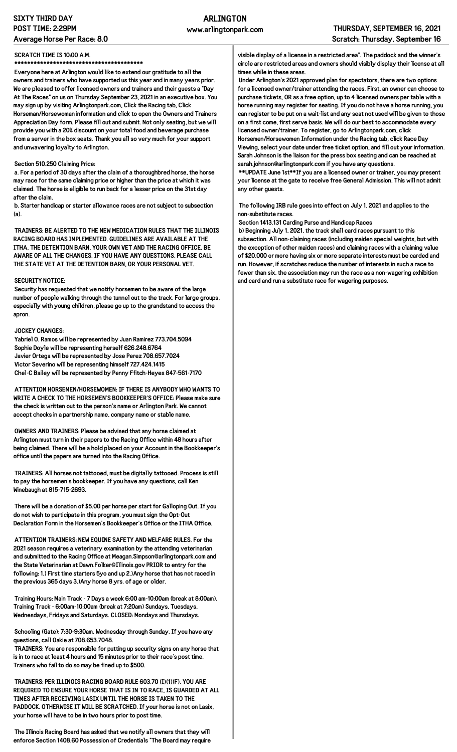SIXTY THIRD DAY
POST TIME: 2:29PM
Average Horse Per Race: 8.0

ARLINGTON
www.arlingtonpark.com

THURSDAY, SEPTEMBER 16, 2021
Scratch: Thursday, September 16

**SCRATCH TIME IS 10:00 A.M.**
****************************************

Everyone here at Arlington would like to extend our gratitude to all the owners and trainers who have supported us this year and in many years prior. We are pleased to offer licensed owners and trainers and their guests a "Day At The Races" on us on Thursday September 23, 2021 in an executive box. You may sign up by visiting Arlingtonpark.com, Click the Racing tab, Click Horseman/Horsewoman information and click to open the Owners and Trainers Appreciation Day form. Please fill out and submit. Not only seating, but we will provide you with a 20% discount on your total food and beverage purchase from a server in the box seats. Thank you all so very much for your support and unwavering loyalty to Arlington.

Section 510.250 Claiming Price:

a. For a period of 30 days after the claim of a thoroughbred horse, the horse may race for the same claiming price or higher than the price at which it was claimed. The horse is eligible to run back for a lesser price on the 31st day after the claim.

b. Starter handicap or starter allowance races are not subject to subsection (a).

TRAINERS: BE ALERTED TO THE NEW MEDICATION RULES THAT THE ILLINOIS RACING BOARD HAS IMPLEMENTED. GUIDELINES ARE AVAILABLE AT THE ITHA, THE DETENTION BARN, YOUR OWN VET AND THE RACING OFFICE. BE AWARE OF ALL THE CHANGES. IF YOU HAVE ANY QUESTIONS, PLEASE CALL THE STATE VET AT THE DETENTION BARN, OR YOUR PERSONAL VET.

SECURITY NOTICE:

Security has requested that we notify horsemen to be aware of the large number of people walking through the tunnel out to the track. For large groups, especially with young children, please go up to the grandstand to access the apron.

JOCKEY CHANGES:

Yabriel O. Ramos will be represented by Juan Ramirez 773.704.5094
Sophie Doyle will be representing herself 626.248.6764
Javier Ortega will be represented by Jose Perez 708.657.7024
Victor Severino will be representing himself 727.424.1415
Chel-C Bailey will be represented by Penny Ffitch-Heyes 847-561-7170

ATTENTION HORSEMEN/HORSEWOMEN: IF THERE IS ANYBODY WHO WANTS TO WRITE A CHECK TO THE HORSEMEN'S BOOKKEEPER'S OFFICE: Please make sure the check is written out to the person's name or Arlington Park. We cannot accept checks in a partnership name, company name or stable name.

OWNERS AND TRAINERS: Please be advised that any horse claimed at Arlington must turn in their papers to the Racing Office within 48 hours after being claimed. There will be a hold placed on your Account in the Bookkeeper's office until the papers are turned into the Racing Office.

TRAINERS: All horses not tattooed, must be digitally tattooed. Process is still to pay the horsemen's bookkeeper. If you have any questions, call Ken Winebaugh at 815-715-2693.

There will be a donation of $5.00 per horse per start for Galloping Out. If you do not wish to participate in this program, you must sign the Opt-Out Declaration Form in the Horsemen's Bookkeeper's Office or the ITHA Office.

ATTENTION TRAINERS: NEW EQUINE SAFETY AND WELFARE RULES. For the 2021 season requires a veterinary examination by the attending veterinarian and submitted to the Racing Office at Meagan.Simpson@arlingtonpark.com and the State Veterinarian at Dawn.Folker@Illinois.gov PRIOR to entry for the following: 1.) First time starters 5yo and up 2.)Any horse that has not raced in the previous 365 days 3.)Any horse 8 yrs. of age or older.

Training Hours: Main Track - 7 Days a week 6:00 am-10:00am (break at 8:00am). Training Track - 6:00am-10:00am (break at 7:20am) Sundays, Tuesdays, Wednesdays, Fridays and Saturdays. CLOSED: Mondays and Thursdays.

Schooling (Gate): 7:30-9:30am. Wednesday through Sunday. If you have any questions, call Oakie at 708.653.7048.

TRAINERS: You are responsible for putting up security signs on any horse that is in to race at least 4 hours and 15 minutes prior to their race's post time. Trainers who fail to do so may be fined up to $500.

TRAINERS: PER ILLINOIS RACING BOARD RULE 603.70 (I)(1)(F). YOU ARE REQUIRED TO ENSURE YOUR HORSE THAT IS IN TO RACE, IS GUARDED AT ALL TIMES AFTER RECEIVING LASIX UNTIL THE HORSE IS TAKEN TO THE PADDOCK. OTHERWISE IT WILL BE SCRATCHED. If your horse is not on Lasix, your horse will have to be in two hours prior to post time.

The Illinois Racing Board has asked that we notify all owners that they will enforce Section 1408.60 Possession of Credentials "The Board may require visible display of a license in a restricted area". The paddock and the winner's circle are restricted areas and owners should visibly display their license at all times while in these areas.

Under Arlington's 2021 approved plan for spectators, there are two options for a licensed owner/trainer attending the races. First, an owner can choose to purchase tickets, OR as a free option, up to 4 licensed owners per table with a horse running may register for seating. If you do not have a horse running, you can register to be put on a wait-list and any seat not used will be given to those on a first come, first serve basis. We will do our best to accommodate every licensed owner/trainer. To register, go to Arlingtonpark.com, click Horsemen/Horsewomen Information under the Racing tab, click Race Day Viewing, select your date under free ticket option, and fill out your information. Sarah Johnson is the liaison for the press box seating and can be reached at sarah.johnson@arlingtonpark.com if you have any questions.

**UPDATE June 1st**If you are a licensed owner or trainer, you may present your license at the gate to receive free General Admission. This will not admit any other guests.

The following IRB rule goes into effect on July 1, 2021 and applies to the non-substitute races.

Section 1413.131 Carding Purse and Handicap Races

b) Beginning July 1, 2021, the track shall card races pursuant to this subsection. All non-claiming races (including maiden special weights, but with the exception of other maiden races) and claiming races with a claiming value of $20,000 or more having six or more separate interests must be carded and run. However, if scratches reduce the number of interests in such a race to fewer than six, the association may run the race as a non-wagering exhibition and card and run a substitute race for wagering purposes.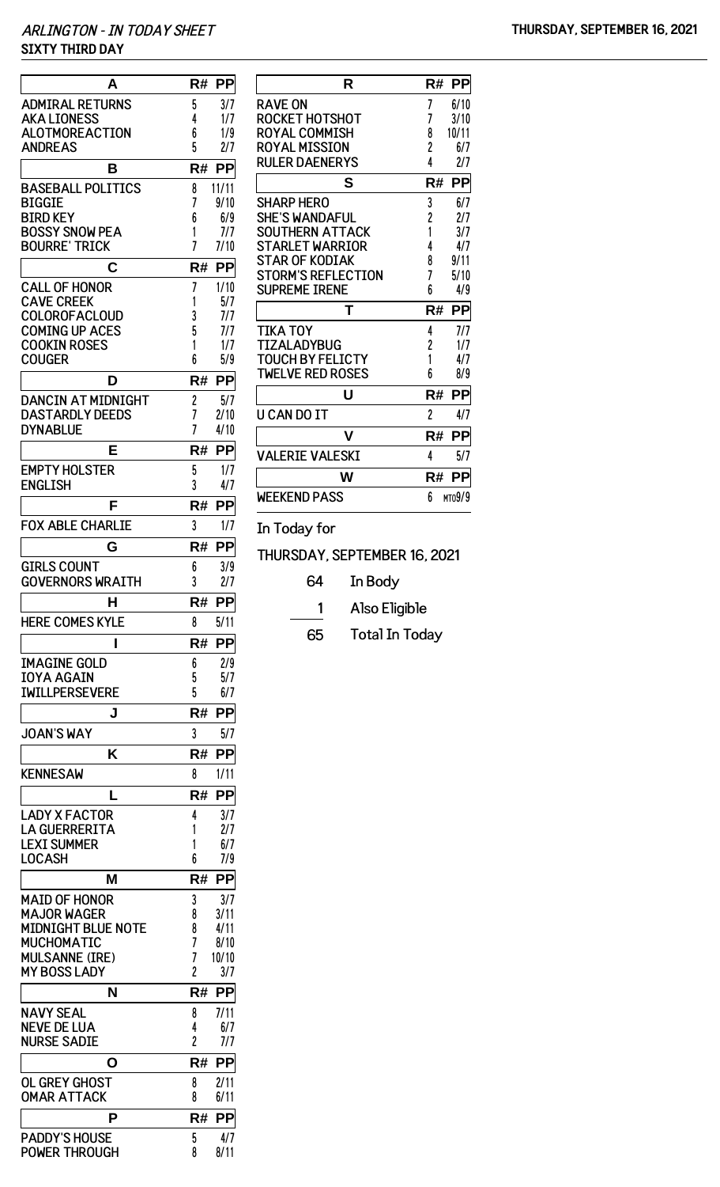## ARLINGTON - IN TODAY SHEET

**SIXTY THIRD DAY**

**THURSDAY, SEPTEMBER 16, 2021**

| A | R# | PP |
|---|---|---|
| ADMIRAL RETURNS | 5 | 3/7 |
| AKA LIONESS | 4 | 1/7 |
| ALOTMOREACTION | 6 | 1/9 |
| ANDREAS | 5 | 2/7 |
| **B** | **R#** | **PP** |
| BASEBALL POLITICS | 8 | 11/11 |
| BIGGIE | 7 | 9/10 |
| BIRD KEY | 6 | 6/9 |
| BOSSY SNOW PEA | 1 | 7/7 |
| BOURRE' TRICK | 7 | 7/10 |
| **C** | **R#** | **PP** |
| CALL OF HONOR | 7 | 1/10 |
| CAVE CREEK | 1 | 5/7 |
| COLOROFACLOUD | 3 | 7/7 |
| COMING UP ACES | 5 | 7/7 |
| COOKIN ROSES | 1 | 1/7 |
| COUGER | 6 | 5/9 |
| **D** | **R#** | **PP** |
| DANCIN AT MIDNIGHT | 2 | 5/7 |
| DASTARDLY DEEDS | 7 | 2/10 |
| DYNABLUE | 7 | 4/10 |
| **E** | **R#** | **PP** |
| EMPTY HOLSTER | 5 | 1/7 |
| ENGLISH | 3 | 4/7 |
| **F** | **R#** | **PP** |
| FOX ABLE CHARLIE | 3 | 1/7 |
| **G** | **R#** | **PP** |
| GIRLS COUNT | 6 | 3/9 |
| GOVERNORS WRAITH | 3 | 2/7 |
| **H** | **R#** | **PP** |
| HERE COMES KYLE | 8 | 5/11 |
| **I** | **R#** | **PP** |
| IMAGINE GOLD | 6 | 2/9 |
| IOYA AGAIN | 5 | 5/7 |
| IWILLPERSEVERE | 5 | 6/7 |
| **J** | **R#** | **PP** |
| JOAN'S WAY | 3 | 5/7 |
| **K** | **R#** | **PP** |
| KENNESAW | 8 | 1/11 |
| **L** | **R#** | **PP** |
| LADY X FACTOR | 4 | 3/7 |
| LA GUERRERITA | 1 | 2/7 |
| LEXI SUMMER | 1 | 6/7 |
| LOCASH | 6 | 7/9 |
| **M** | **R#** | **PP** |
| MAID OF HONOR | 3 | 3/7 |
| MAJOR WAGER | 8 | 3/11 |
| MIDNIGHT BLUE NOTE | 8 | 4/11 |
| MUCHOMATIC | 7 | 8/10 |
| MULSANNE (IRE) | 7 | 10/10 |
| MY BOSS LADY | 2 | 3/7 |
| **N** | **R#** | **PP** |
| NAVY SEAL | 8 | 7/11 |
| NEVE DE LUA | 4 | 6/7 |
| NURSE SADIE | 2 | 7/7 |
| **O** | **R#** | **PP** |
| OL GREY GHOST | 8 | 2/11 |
| OMAR ATTACK | 8 | 6/11 |
| **P** | **R#** | **PP** |
| PADDY'S HOUSE | 5 | 4/7 |
| POWER THROUGH | 8 | 8/11 |
| **R** | **R#** | **PP** |
| RAVE ON | 7 | 6/10 |
| ROCKET HOTSHOT | 7 | 3/10 |
| ROYAL COMMISH | 8 | 10/11 |
| ROYAL MISSION | 2 | 6/7 |
| RULER DAENERYS | 4 | 2/7 |
| **S** | **R#** | **PP** |
| SHARP HERO | 3 | 6/7 |
| SHE'S WANDAFUL | 2 | 2/7 |
| SOUTHERN ATTACK | 1 | 3/7 |
| STARLET WARRIOR | 4 | 4/7 |
| STAR OF KODIAK | 8 | 9/11 |
| STORM'S REFLECTION | 7 | 5/10 |
| SUPREME IRENE | 6 | 4/9 |
| **T** | **R#** | **PP** |
| TIKA TOY | 4 | 7/7 |
| TIZALADYBUG | 2 | 1/7 |
| TOUCH BY FELICTY | 1 | 4/7 |
| TWELVE RED ROSES | 6 | 8/9 |
| **U** | **R#** | **PP** |
| U CAN DO IT | 2 | 4/7 |
| **V** | **R#** | **PP** |
| VALERIE VALESKI | 4 | 5/7 |
| **W** | **R#** | **PP** |
| WEEKEND PASS | 6 | MTO9/9 |

In Today for

THURSDAY, SEPTEMBER 16, 2021

| | |
|---|---|
| 64 | In Body |
| 1 | Also Eligible |
| 65 | Total In Today |